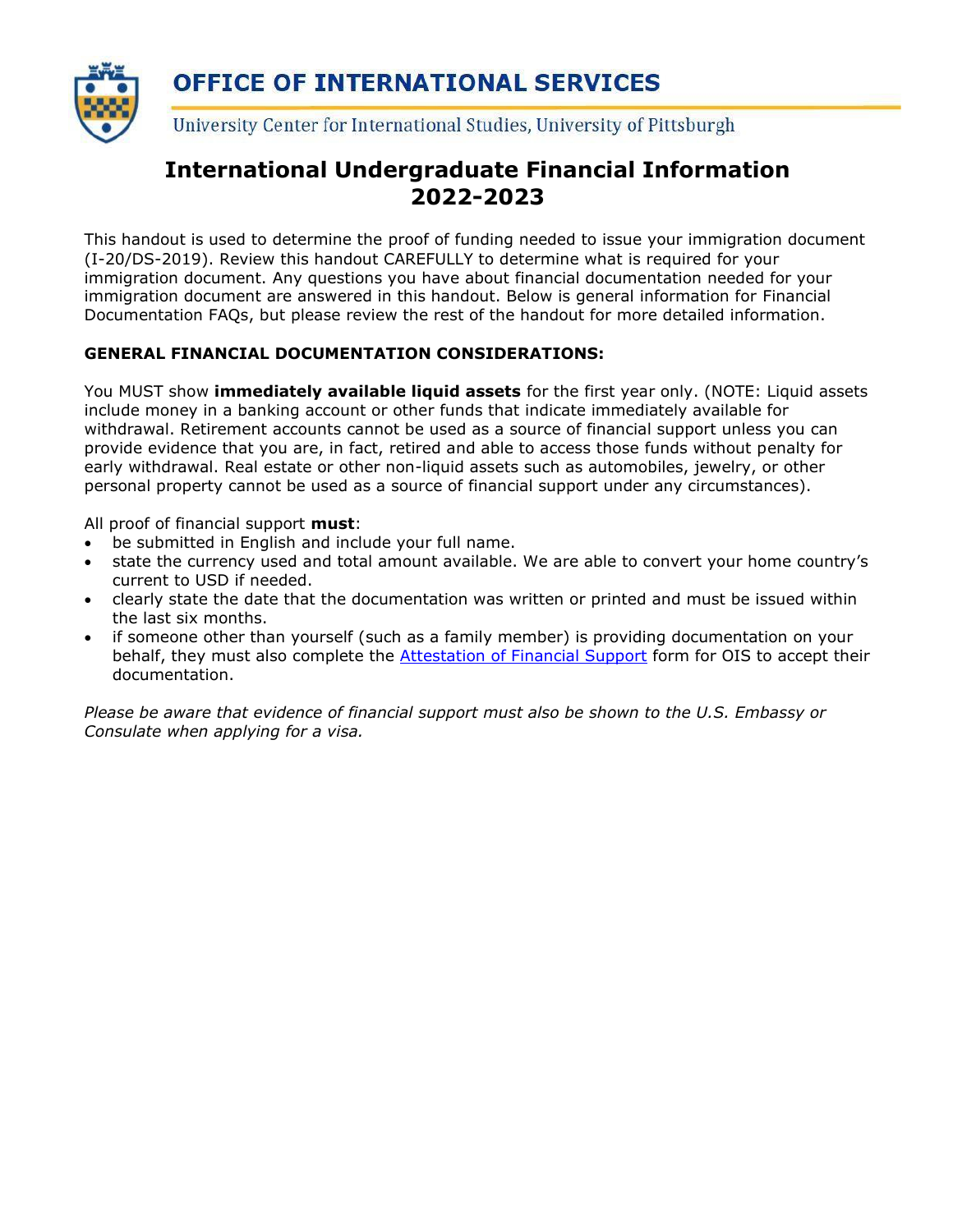# OFFICE OF INTERNATIONAL SERVICES

University Center for International Studies, University of Pittsburgh

## International Undergraduate Financial Information 2022-2023

This handout is used to determine the proof of funding needed to issue your immigration document (I-20/DS-2019). Review this handout CAREFULLY to determine what is required for your immigration document. Any questions you have about financial documentation needed for your immigration document are answered in this handout. Below is general information for Financial Documentation FAQs, but please review the rest of the handout for more detailed information.

**GENERAL FINANCIAL DOCUMENTATION CONSIDERATIONS:**

You MUST show **immediately available liquid assets** for the first year only. (NOTE: Liquid assets include money in a banking account or other funds that indicate immediately available for withdrawal. Retirement accounts cannot be used as a source of financial support unless you can provide evidence that you are, in fact, retired and able to access those funds without penalty for early withdrawal. Real estate or other non-liquid assets such as automobiles, jewelry, or other personal property cannot be used as a source of financial support under any circumstances).

All proof of financial support **must**:

- be submitted in English and include your full name.
- state the currency used and total amount available. We are able to convert your home country's current to USD if needed.
- clearly state the date that the documentation was written or printed and must be issued within the last six months.
- if someone other than yourself (such as a family member) is providing documentation on your behalf, they must also complete the Attestation of Financial Support form for OIS to accept their documentation.

*Please be aware that evidence of financial support must also be shown to the U.S. Embassy or Consulate when applying for a visa.*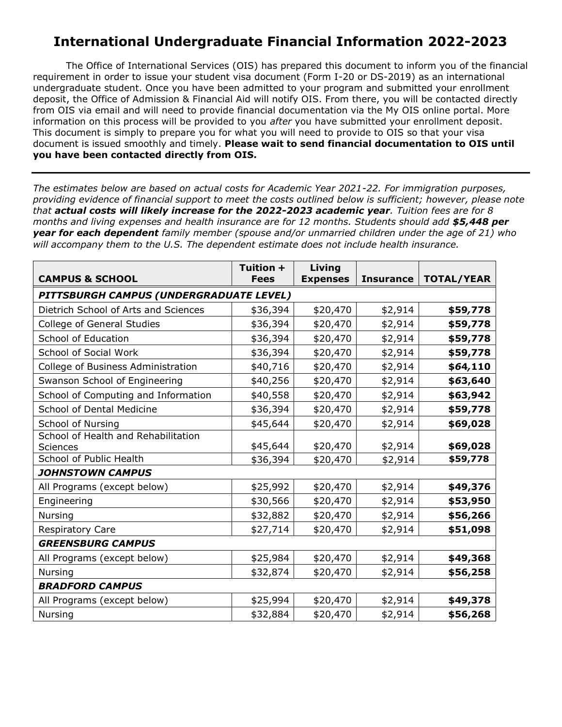# International Undergraduate Financial Information 2022-2023

The Office of International Services (OIS) has prepared this document to inform you of the financial requirement in order to issue your student visa document (Form I-20 or DS-2019) as an international undergraduate student. Once you have been admitted to your program and submitted your enrollment deposit, the Office of Admission & Financial Aid will notify OIS. From there, you will be contacted directly from OIS via email and will need to provide financial documentation via the My OIS online portal. More information on this process will be provided to you *after* you have submitted your enrollment deposit. This document is simply to prepare you for what you will need to provide to OIS so that your visa document is issued smoothly and timely. **Please wait to send financial documentation to OIS until you have been contacted directly from OIS.**

---

*The estimates below are based on actual costs for Academic Year 2021-22. For immigration purposes, providing evidence of financial support to meet the costs outlined below is sufficient; however, please note that* ***actual costs will likely increase for the 2022-2023 academic year****. Tuition fees are for 8 months and living expenses and health insurance are for 12 months. Students should add* ***$5,448 per year for each dependent*** *family member (spouse and/or unmarried children under the age of 21) who will accompany them to the U.S. The dependent estimate does not include health insurance.*

| CAMPUS & SCHOOL | Tuition + Fees | Living Expenses | Insurance | TOTAL/YEAR |
|---|---|---|---|---|
| ***PITTSBURGH CAMPUS (UNDERGRADUATE LEVEL)*** | | | | |
| Dietrich School of Arts and Sciences | $36,394 | $20,470 | $2,914 | **$59,778** |
| College of General Studies | $36,394 | $20,470 | $2,914 | **$59,778** |
| School of Education | $36,394 | $20,470 | $2,914 | **$59,778** |
| School of Social Work | $36,394 | $20,470 | $2,914 | **$59,778** |
| College of Business Administration | $40,716 | $20,470 | $2,914 | **$64,110** |
| Swanson School of Engineering | $40,256 | $20,470 | $2,914 | **$63,640** |
| School of Computing and Information | $40,558 | $20,470 | $2,914 | **$63,942** |
| School of Dental Medicine | $36,394 | $20,470 | $2,914 | **$59,778** |
| School of Nursing | $45,644 | $20,470 | $2,914 | **$69,028** |
| School of Health and Rehabilitation Sciences | $45,644 | $20,470 | $2,914 | **$69,028** |
| School of Public Health | $36,394 | $20,470 | $2,914 | **$59,778** |
| ***JOHNSTOWN CAMPUS*** | | | | |
| All Programs (except below) | $25,992 | $20,470 | $2,914 | **$49,376** |
| Engineering | $30,566 | $20,470 | $2,914 | **$53,950** |
| Nursing | $32,882 | $20,470 | $2,914 | **$56,266** |
| Respiratory Care | $27,714 | $20,470 | $2,914 | **$51,098** |
| ***GREENSBURG CAMPUS*** | | | | |
| All Programs (except below) | $25,984 | $20,470 | $2,914 | **$49,368** |
| Nursing | $32,874 | $20,470 | $2,914 | **$56,258** |
| ***BRADFORD CAMPUS*** | | | | |
| All Programs (except below) | $25,994 | $20,470 | $2,914 | **$49,378** |
| Nursing | $32,884 | $20,470 | $2,914 | **$56,268** |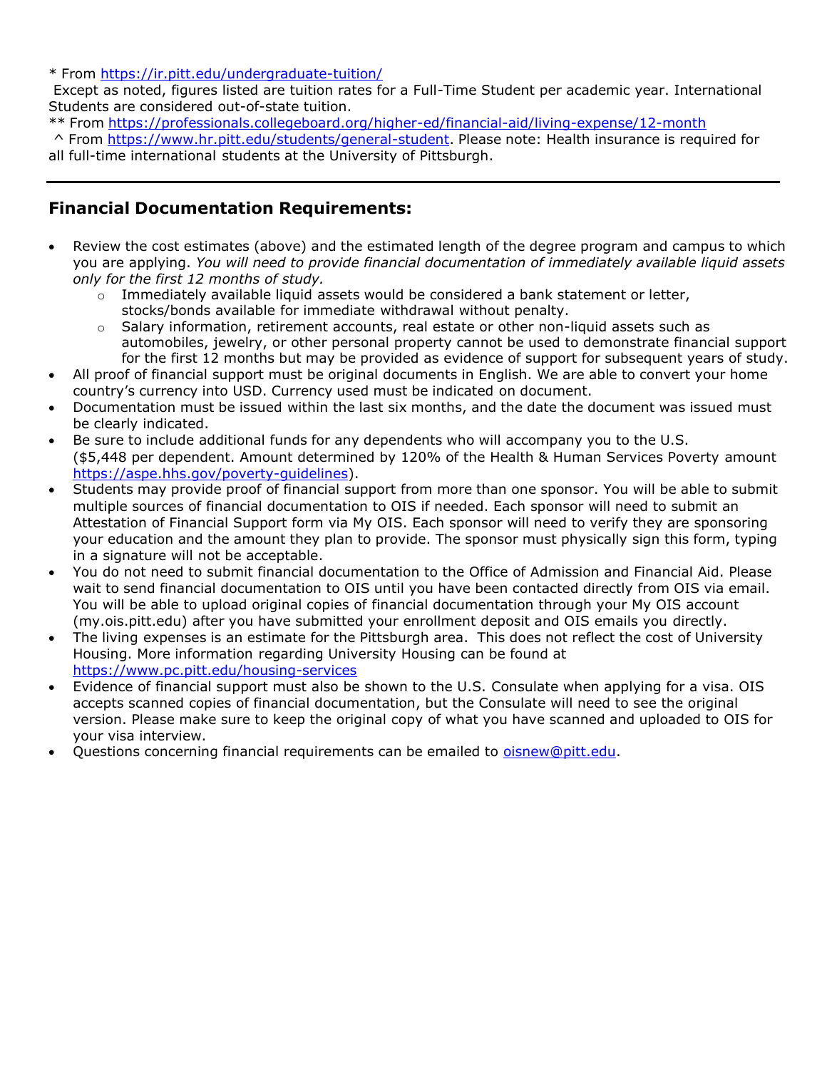* From https://ir.pitt.edu/undergraduate-tuition/

Except as noted, figures listed are tuition rates for a Full-Time Student per academic year. International Students are considered out-of-state tuition.

** From https://professionals.collegeboard.org/higher-ed/financial-aid/living-expense/12-month

^ From https://www.hr.pitt.edu/students/general-student. Please note: Health insurance is required for all full-time international students at the University of Pittsburgh.

---

## Financial Documentation Requirements:

- Review the cost estimates (above) and the estimated length of the degree program and campus to which you are applying. *You will need to provide financial documentation of immediately available liquid assets only for the first 12 months of study.*
    - Immediately available liquid assets would be considered a bank statement or letter, stocks/bonds available for immediate withdrawal without penalty.
    - Salary information, retirement accounts, real estate or other non-liquid assets such as automobiles, jewelry, or other personal property cannot be used to demonstrate financial support for the first 12 months but may be provided as evidence of support for subsequent years of study.
- All proof of financial support must be original documents in English. We are able to convert your home country's currency into USD. Currency used must be indicated on document.
- Documentation must be issued within the last six months, and the date the document was issued must be clearly indicated.
- Be sure to include additional funds for any dependents who will accompany you to the U.S. ($5,448 per dependent. Amount determined by 120% of the Health & Human Services Poverty amount https://aspe.hhs.gov/poverty-guidelines).
- Students may provide proof of financial support from more than one sponsor. You will be able to submit multiple sources of financial documentation to OIS if needed. Each sponsor will need to submit an Attestation of Financial Support form via My OIS. Each sponsor will need to verify they are sponsoring your education and the amount they plan to provide. The sponsor must physically sign this form, typing in a signature will not be acceptable.
- You do not need to submit financial documentation to the Office of Admission and Financial Aid. Please wait to send financial documentation to OIS until you have been contacted directly from OIS via email. You will be able to upload original copies of financial documentation through your My OIS account (my.ois.pitt.edu) after you have submitted your enrollment deposit and OIS emails you directly.
- The living expenses is an estimate for the Pittsburgh area. This does not reflect the cost of University Housing. More information regarding University Housing can be found at https://www.pc.pitt.edu/housing-services
- Evidence of financial support must also be shown to the U.S. Consulate when applying for a visa. OIS accepts scanned copies of financial documentation, but the Consulate will need to see the original version. Please make sure to keep the original copy of what you have scanned and uploaded to OIS for your visa interview.
- Questions concerning financial requirements can be emailed to oisnew@pitt.edu.